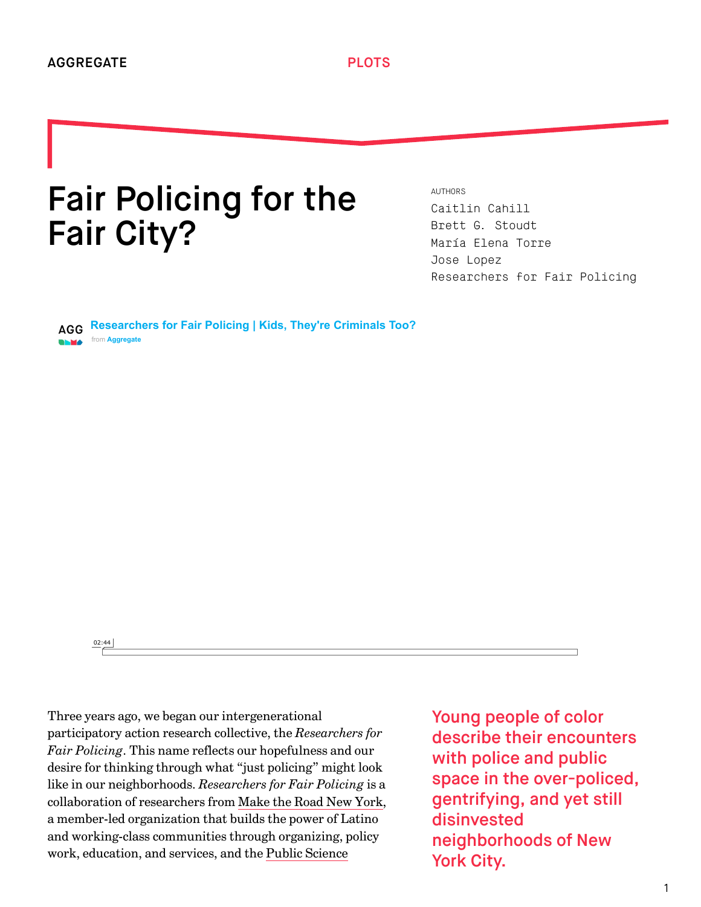AGGREGATE PLOTS

# Fair Policing for the Fair City?

AUTHORS

Caitlin Cahill
Brett G. Stoudt
María Elena Torre
Jose Lopez
Researchers for Fair Policing

**Researchers for Fair Policing | Kids, They're Criminals Too?**
from Aggregate

02:44

**Young people of color describe their encounters with police and public space in the over-policed, gentrifying, and yet still disinvested neighborhoods of New York City.**

Three years ago, we began our intergenerational participatory action research collective, the *Researchers for Fair Policing*. This name reflects our hopefulness and our desire for thinking through what "just policing" might look like in our neighborhoods. *Researchers for Fair Policing* is a collaboration of researchers from Make the Road New York, a member-led organization that builds the power of Latino and working-class communities through organizing, policy work, education, and services, and the Public Science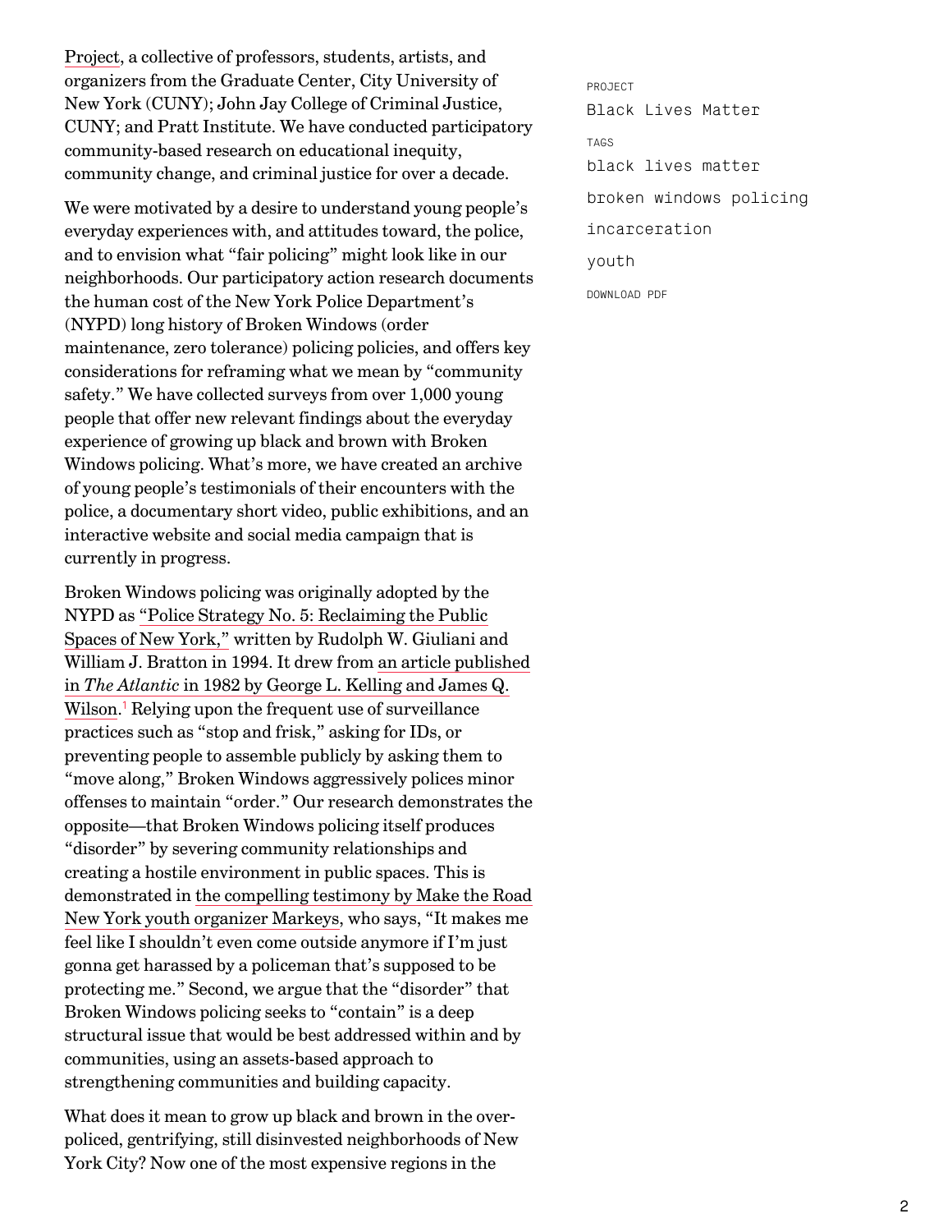Project, a collective of professors, students, artists, and organizers from the Graduate Center, City University of New York (CUNY); John Jay College of Criminal Justice, CUNY; and Pratt Institute. We have conducted participatory community-based research on educational inequity, community change, and criminal justice for over a decade.

We were motivated by a desire to understand young people's everyday experiences with, and attitudes toward, the police, and to envision what "fair policing" might look like in our neighborhoods. Our participatory action research documents the human cost of the New York Police Department's (NYPD) long history of Broken Windows (order maintenance, zero tolerance) policing policies, and offers key considerations for reframing what we mean by "community safety." We have collected surveys from over 1,000 young people that offer new relevant findings about the everyday experience of growing up black and brown with Broken Windows policing. What's more, we have created an archive of young people's testimonials of their encounters with the police, a documentary short video, public exhibitions, and an interactive website and social media campaign that is currently in progress.

Broken Windows policing was originally adopted by the NYPD as "Police Strategy No. 5: Reclaiming the Public Spaces of New York," written by Rudolph W. Giuliani and William J. Bratton in 1994. It drew from an article published in *The Atlantic* in 1982 by George L. Kelling and James Q. Wilson.[1] Relying upon the frequent use of surveillance practices such as "stop and frisk," asking for IDs, or preventing people to assemble publicly by asking them to "move along," Broken Windows aggressively polices minor offenses to maintain "order." Our research demonstrates the opposite—that Broken Windows policing itself produces "disorder" by severing community relationships and creating a hostile environment in public spaces. This is demonstrated in the compelling testimony by Make the Road New York youth organizer Markeys, who says, "It makes me feel like I shouldn't even come outside anymore if I'm just gonna get harassed by a policeman that's supposed to be protecting me." Second, we argue that the "disorder" that Broken Windows policing seeks to "contain" is a deep structural issue that would be best addressed within and by communities, using an assets-based approach to strengthening communities and building capacity.

What does it mean to grow up black and brown in the over-policed, gentrifying, still disinvested neighborhoods of New York City? Now one of the most expensive regions in the

PROJECT

Black Lives Matter

TAGS

black lives matter

broken windows policing

incarceration

youth

DOWNLOAD PDF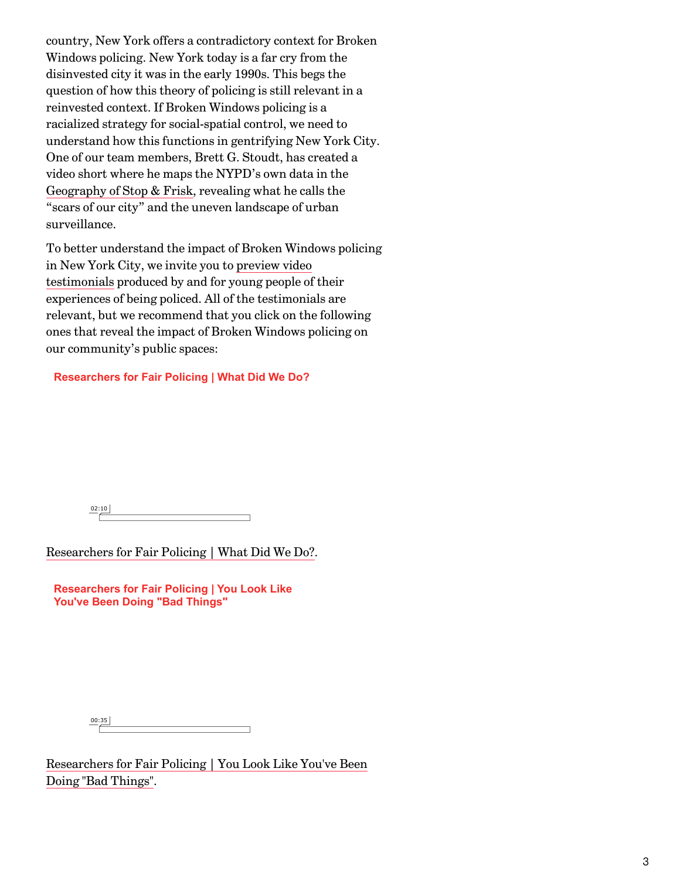country, New York offers a contradictory context for Broken Windows policing. New York today is a far cry from the disinvested city it was in the early 1990s. This begs the question of how this theory of policing is still relevant in a reinvested context. If Broken Windows policing is a racialized strategy for social-spatial control, we need to understand how this functions in gentrifying New York City. One of our team members, Brett G. Stoudt, has created a video short where he maps the NYPD's own data in the Geography of Stop & Frisk, revealing what he calls the "scars of our city" and the uneven landscape of urban surveillance.

To better understand the impact of Broken Windows policing in New York City, we invite you to preview video testimonials produced by and for young people of their experiences of being policed. All of the testimonials are relevant, but we recommend that you click on the following ones that reveal the impact of Broken Windows policing on our community's public spaces:

**Researchers for Fair Policing | What Did We Do?**

02:10

Researchers for Fair Policing | What Did We Do?.

**Researchers for Fair Policing | You Look Like You've Been Doing "Bad Things"**

00:35

Researchers for Fair Policing | You Look Like You've Been Doing "Bad Things".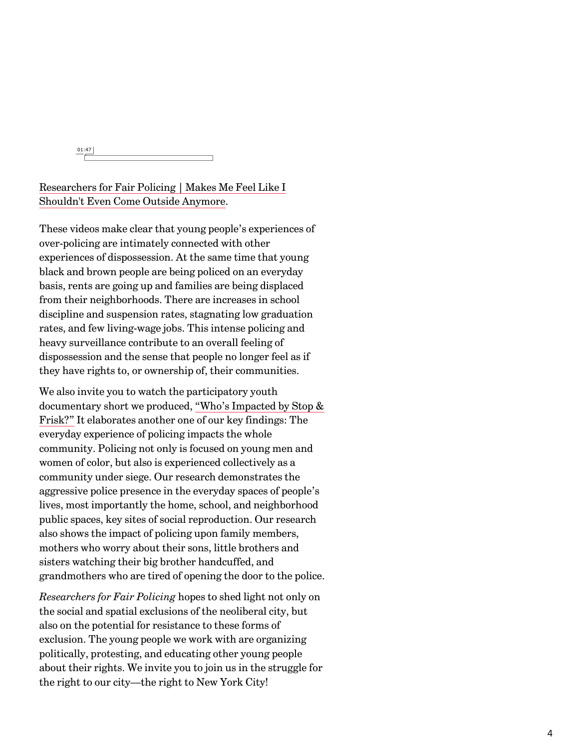01:47

Researchers for Fair Policing | Makes Me Feel Like I Shouldn't Even Come Outside Anymore.

These videos make clear that young people's experiences of over-policing are intimately connected with other experiences of dispossession. At the same time that young black and brown people are being policed on an everyday basis, rents are going up and families are being displaced from their neighborhoods. There are increases in school discipline and suspension rates, stagnating low graduation rates, and few living-wage jobs. This intense policing and heavy surveillance contribute to an overall feeling of dispossession and the sense that people no longer feel as if they have rights to, or ownership of, their communities.

We also invite you to watch the participatory youth documentary short we produced, "Who's Impacted by Stop & Frisk?" It elaborates another one of our key findings: The everyday experience of policing impacts the whole community. Policing not only is focused on young men and women of color, but also is experienced collectively as a community under siege. Our research demonstrates the aggressive police presence in the everyday spaces of people's lives, most importantly the home, school, and neighborhood public spaces, key sites of social reproduction. Our research also shows the impact of policing upon family members, mothers who worry about their sons, little brothers and sisters watching their big brother handcuffed, and grandmothers who are tired of opening the door to the police.

*Researchers for Fair Policing* hopes to shed light not only on the social and spatial exclusions of the neoliberal city, but also on the potential for resistance to these forms of exclusion. The young people we work with are organizing politically, protesting, and educating other young people about their rights. We invite you to join us in the struggle for the right to our city—the right to New York City!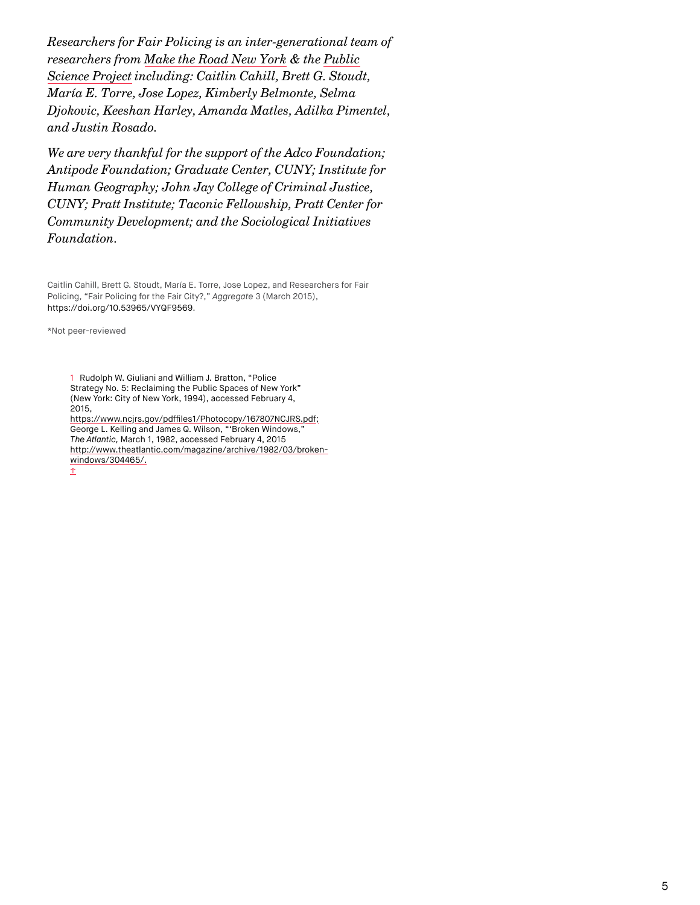*Researchers for Fair Policing is an inter-generational team of researchers from Make the Road New York & the Public Science Project including: Caitlin Cahill, Brett G. Stoudt, María E. Torre, Jose Lopez, Kimberly Belmonte, Selma Djokovic, Keeshan Harley, Amanda Matles, Adilka Pimentel, and Justin Rosado.*

*We are very thankful for the support of the Adco Foundation; Antipode Foundation; Graduate Center, CUNY; Institute for Human Geography; John Jay College of Criminal Justice, CUNY; Pratt Institute; Taconic Fellowship, Pratt Center for Community Development; and the Sociological Initiatives Foundation.*

Caitlin Cahill, Brett G. Stoudt, María E. Torre, Jose Lopez, and Researchers for Fair Policing, "Fair Policing for the Fair City?," *Aggregate* 3 (March 2015), https://doi.org/10.53965/VYQF9569.

*Not peer-reviewed

1 Rudolph W. Giuliani and William J. Bratton, "Police Strategy No. 5: Reclaiming the Public Spaces of New York" (New York: City of New York, 1994), accessed February 4, 2015, https://www.ncjrs.gov/pdffiles1/Photocopy/167807NCJRS.pdf; George L. Kelling and James Q. Wilson, "'Broken Windows," *The Atlantic*, March 1, 1982, accessed February 4, 2015 http://www.theatlantic.com/magazine/archive/1982/03/broken-windows/304465/. ↑